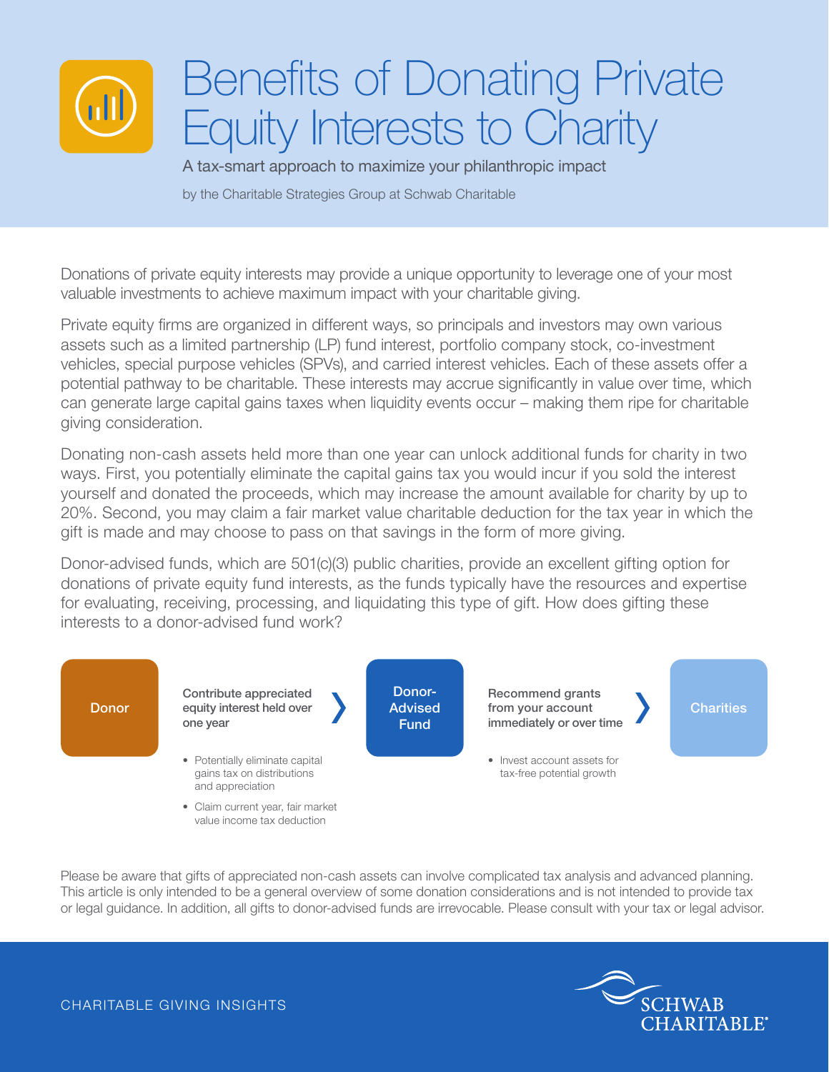# Benefits of Donating Private Equity Interests to Charity

A tax-smart approach to maximize your philanthropic impact

by the Charitable Strategies Group at Schwab Charitable

Donations of private equity interests may provide a unique opportunity to leverage one of your most valuable investments to achieve maximum impact with your charitable giving.

Private equity firms are organized in different ways, so principals and investors may own various assets such as a limited partnership (LP) fund interest, portfolio company stock, co-investment vehicles, special purpose vehicles (SPVs), and carried interest vehicles. Each of these assets offer a potential pathway to be charitable. These interests may accrue significantly in value over time, which can generate large capital gains taxes when liquidity events occur – making them ripe for charitable giving consideration.

Donating non-cash assets held more than one year can unlock additional funds for charity in two ways. First, you potentially eliminate the capital gains tax you would incur if you sold the interest yourself and donated the proceeds, which may increase the amount available for charity by up to 20%. Second, you may claim a fair market value charitable deduction for the tax year in which the gift is made and may choose to pass on that savings in the form of more giving.

Donor-advised funds, which are 501(c)(3) public charities, provide an excellent gifting option for donations of private equity fund interests, as the funds typically have the resources and expertise for evaluating, receiving, processing, and liquidating this type of gift. How does gifting these interests to a donor-advised fund work?

**Donor** → **Contribute appreciated equity interest held over one year** → **Donor-Advised Fund** → **Recommend grants from your account immediately or over time** → **Charities**

- Potentially eliminate capital gains tax on distributions and appreciation
- Claim current year, fair market value income tax deduction

- Invest account assets for tax-free potential growth

Please be aware that gifts of appreciated non-cash assets can involve complicated tax analysis and advanced planning. This article is only intended to be a general overview of some donation considerations and is not intended to provide tax or legal guidance. In addition, all gifts to donor-advised funds are irrevocable. Please consult with your tax or legal advisor.

CHARITABLE GIVING INSIGHTS

SCHWAB CHARITABLE®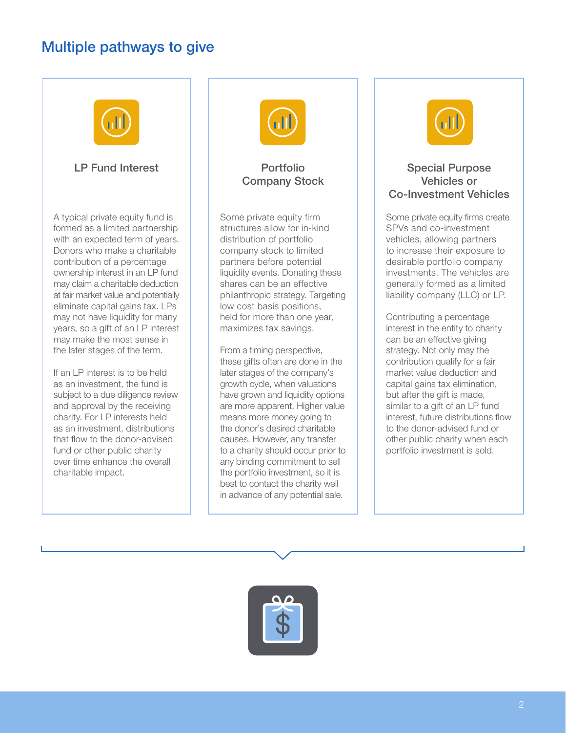## Multiple pathways to give

### LP Fund Interest

A typical private equity fund is formed as a limited partnership with an expected term of years. Donors who make a charitable contribution of a percentage ownership interest in an LP fund may claim a charitable deduction at fair market value and potentially eliminate capital gains tax. LPs may not have liquidity for many years, so a gift of an LP interest may make the most sense in the later stages of the term.

If an LP interest is to be held as an investment, the fund is subject to a due diligence review and approval by the receiving charity. For LP interests held as an investment, distributions that flow to the donor-advised fund or other public charity over time enhance the overall charitable impact.

### Portfolio Company Stock

Some private equity firm structures allow for in-kind distribution of portfolio company stock to limited partners before potential liquidity events. Donating these shares can be an effective philanthropic strategy. Targeting low cost basis positions, held for more than one year, maximizes tax savings.

From a timing perspective, these gifts often are done in the later stages of the company's growth cycle, when valuations have grown and liquidity options are more apparent. Higher value means more money going to the donor's desired charitable causes. However, any transfer to a charity should occur prior to any binding commitment to sell the portfolio investment, so it is best to contact the charity well in advance of any potential sale.

### Special Purpose Vehicles or Co-Investment Vehicles

Some private equity firms create SPVs and co-investment vehicles, allowing partners to increase their exposure to desirable portfolio company investments. The vehicles are generally formed as a limited liability company (LLC) or LP.

Contributing a percentage interest in the entity to charity can be an effective giving strategy. Not only may the contribution qualify for a fair market value deduction and capital gains tax elimination, but after the gift is made, similar to a gift of an LP fund interest, future distributions flow to the donor-advised fund or other public charity when each portfolio investment is sold.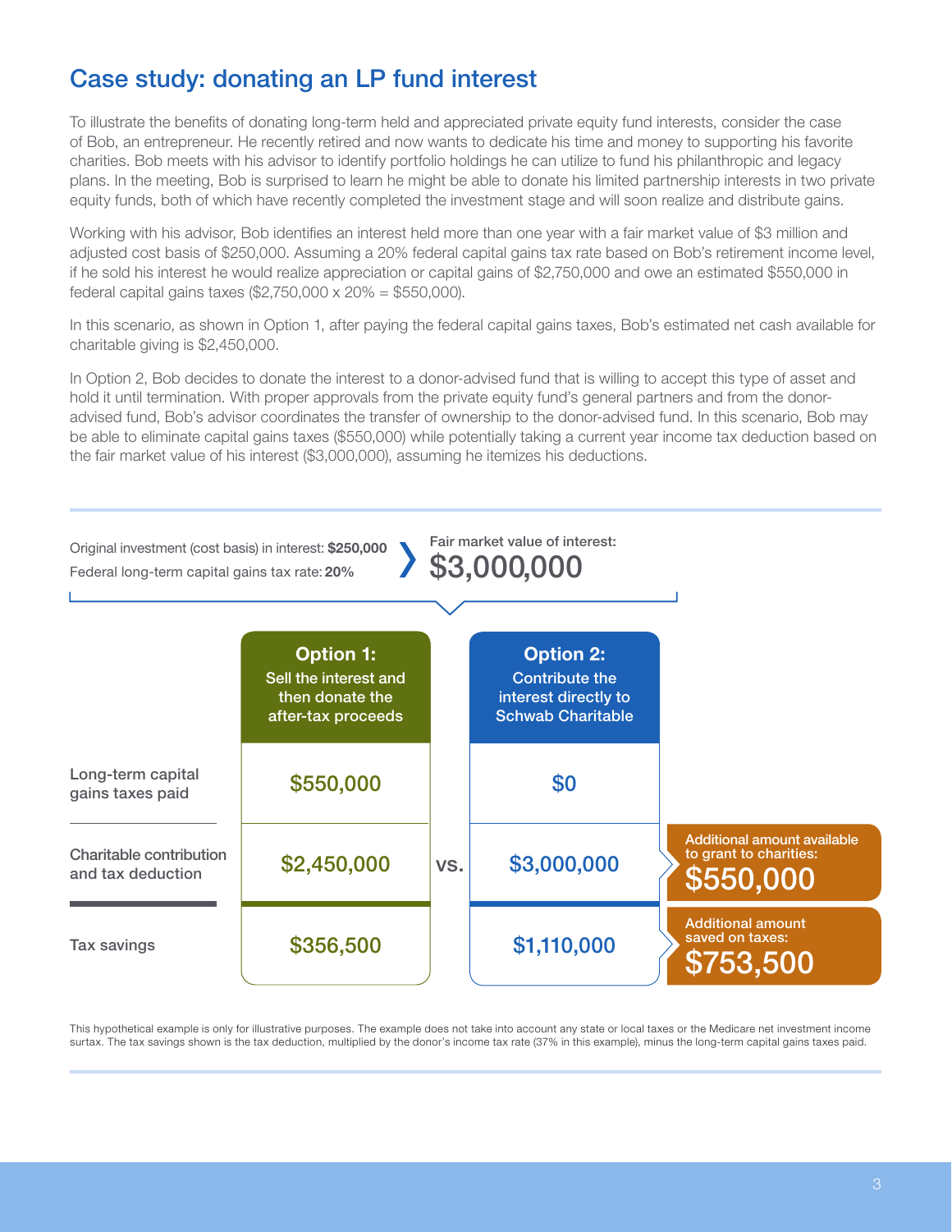## Case study: donating an LP fund interest

To illustrate the benefits of donating long-term held and appreciated private equity fund interests, consider the case of Bob, an entrepreneur. He recently retired and now wants to dedicate his time and money to supporting his favorite charities. Bob meets with his advisor to identify portfolio holdings he can utilize to fund his philanthropic and legacy plans. In the meeting, Bob is surprised to learn he might be able to donate his limited partnership interests in two private equity funds, both of which have recently completed the investment stage and will soon realize and distribute gains.

Working with his advisor, Bob identifies an interest held more than one year with a fair market value of $3 million and adjusted cost basis of $250,000. Assuming a 20% federal capital gains tax rate based on Bob's retirement income level, if he sold his interest he would realize appreciation or capital gains of $2,750,000 and owe an estimated $550,000 in federal capital gains taxes ($2,750,000 x 20% = $550,000).

In this scenario, as shown in Option 1, after paying the federal capital gains taxes, Bob's estimated net cash available for charitable giving is $2,450,000.

In Option 2, Bob decides to donate the interest to a donor-advised fund that is willing to accept this type of asset and hold it until termination. With proper approvals from the private equity fund's general partners and from the donor-advised fund, Bob's advisor coordinates the transfer of ownership to the donor-advised fund. In this scenario, Bob may be able to eliminate capital gains taxes ($550,000) while potentially taking a current year income tax deduction based on the fair market value of his interest ($3,000,000), assuming he itemizes his deductions.

Original investment (cost basis) in interest: **$250,000**
Federal long-term capital gains tax rate: **20%**

Fair market value of interest: **$3,000,000**

| | Option 1: Sell the interest and then donate the after-tax proceeds | | Option 2: Contribute the interest directly to Schwab Charitable | |
|---|---|---|---|---|
| Long-term capital gains taxes paid | $550,000 | | $0 | |
| Charitable contribution and tax deduction | $2,450,000 | vs. | $3,000,000 | Additional amount available to grant to charities: **$550,000** |
| Tax savings | $356,500 | | $1,110,000 | Additional amount saved on taxes: **$753,500** |

This hypothetical example is only for illustrative purposes. The example does not take into account any state or local taxes or the Medicare net investment income surtax. The tax savings shown is the tax deduction, multiplied by the donor's income tax rate (37% in this example), minus the long-term capital gains taxes paid.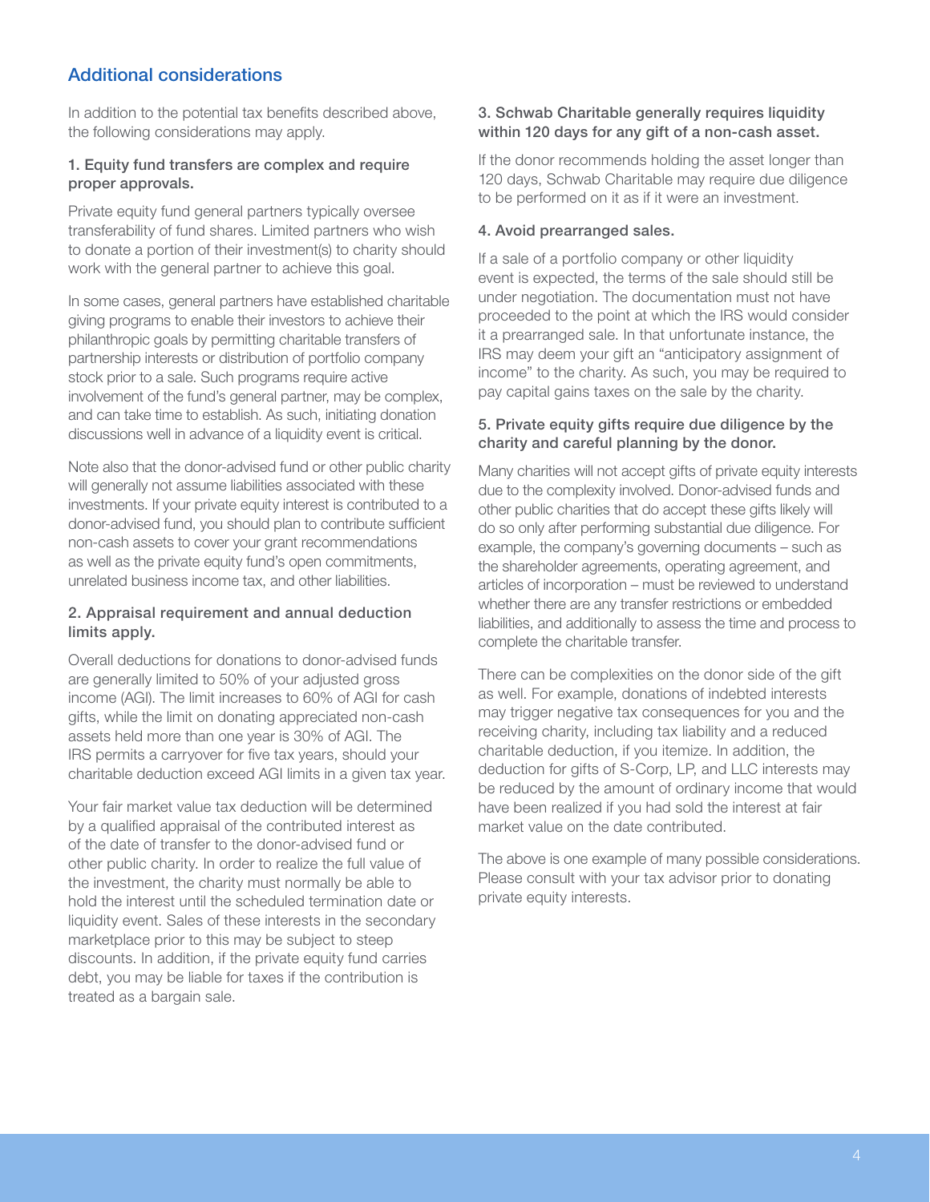## Additional considerations

In addition to the potential tax benefits described above, the following considerations may apply.

### 1. Equity fund transfers are complex and require proper approvals.

Private equity fund general partners typically oversee transferability of fund shares. Limited partners who wish to donate a portion of their investment(s) to charity should work with the general partner to achieve this goal.

In some cases, general partners have established charitable giving programs to enable their investors to achieve their philanthropic goals by permitting charitable transfers of partnership interests or distribution of portfolio company stock prior to a sale. Such programs require active involvement of the fund's general partner, may be complex, and can take time to establish. As such, initiating donation discussions well in advance of a liquidity event is critical.

Note also that the donor-advised fund or other public charity will generally not assume liabilities associated with these investments. If your private equity interest is contributed to a donor-advised fund, you should plan to contribute sufficient non-cash assets to cover your grant recommendations as well as the private equity fund's open commitments, unrelated business income tax, and other liabilities.

### 2. Appraisal requirement and annual deduction limits apply.

Overall deductions for donations to donor-advised funds are generally limited to 50% of your adjusted gross income (AGI). The limit increases to 60% of AGI for cash gifts, while the limit on donating appreciated non-cash assets held more than one year is 30% of AGI. The IRS permits a carryover for five tax years, should your charitable deduction exceed AGI limits in a given tax year.

Your fair market value tax deduction will be determined by a qualified appraisal of the contributed interest as of the date of transfer to the donor-advised fund or other public charity. In order to realize the full value of the investment, the charity must normally be able to hold the interest until the scheduled termination date or liquidity event. Sales of these interests in the secondary marketplace prior to this may be subject to steep discounts. In addition, if the private equity fund carries debt, you may be liable for taxes if the contribution is treated as a bargain sale.

### 3. Schwab Charitable generally requires liquidity within 120 days for any gift of a non-cash asset.

If the donor recommends holding the asset longer than 120 days, Schwab Charitable may require due diligence to be performed on it as if it were an investment.

### 4. Avoid prearranged sales.

If a sale of a portfolio company or other liquidity event is expected, the terms of the sale should still be under negotiation. The documentation must not have proceeded to the point at which the IRS would consider it a prearranged sale. In that unfortunate instance, the IRS may deem your gift an "anticipatory assignment of income" to the charity. As such, you may be required to pay capital gains taxes on the sale by the charity.

### 5. Private equity gifts require due diligence by the charity and careful planning by the donor.

Many charities will not accept gifts of private equity interests due to the complexity involved. Donor-advised funds and other public charities that do accept these gifts likely will do so only after performing substantial due diligence. For example, the company's governing documents – such as the shareholder agreements, operating agreement, and articles of incorporation – must be reviewed to understand whether there are any transfer restrictions or embedded liabilities, and additionally to assess the time and process to complete the charitable transfer.

There can be complexities on the donor side of the gift as well. For example, donations of indebted interests may trigger negative tax consequences for you and the receiving charity, including tax liability and a reduced charitable deduction, if you itemize. In addition, the deduction for gifts of S-Corp, LP, and LLC interests may be reduced by the amount of ordinary income that would have been realized if you had sold the interest at fair market value on the date contributed.

The above is one example of many possible considerations. Please consult with your tax advisor prior to donating private equity interests.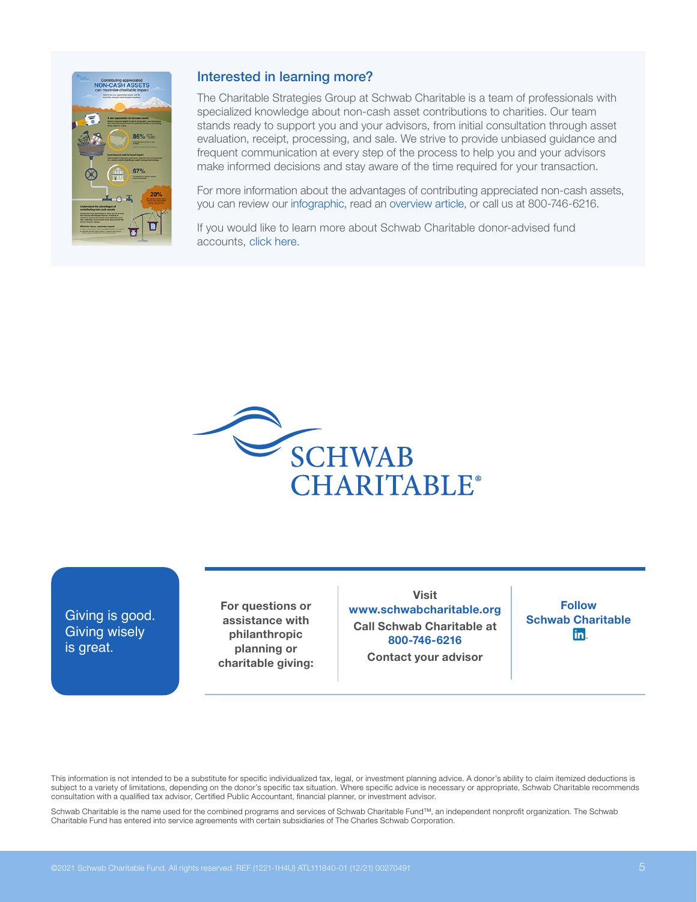## Interested in learning more?

The Charitable Strategies Group at Schwab Charitable is a team of professionals with specialized knowledge about non-cash asset contributions to charities. Our team stands ready to support you and your advisors, from initial consultation through asset evaluation, receipt, processing, and sale. We strive to provide unbiased guidance and frequent communication at every step of the process to help you and your advisors make informed decisions and stay aware of the time required for your transaction.

For more information about the advantages of contributing appreciated non-cash assets, you can review our infographic, read an overview article, or call us at 800-746-6216.

If you would like to learn more about Schwab Charitable donor-advised fund accounts, click here.

SCHWAB CHARITABLE®

Giving is good. Giving wisely is great.

**For questions or assistance with philanthropic planning or charitable giving:**

**Visit www.schwabcharitable.org**

**Call Schwab Charitable at 800-746-6216**

**Contact your advisor**

**Follow Schwab Charitable**

This information is not intended to be a substitute for specific individualized tax, legal, or investment planning advice. A donor's ability to claim itemized deductions is subject to a variety of limitations, depending on the donor's specific tax situation. Where specific advice is necessary or appropriate, Schwab Charitable recommends consultation with a qualified tax advisor, Certified Public Accountant, financial planner, or investment advisor.

Schwab Charitable is the name used for the combined programs and services of Schwab Charitable Fund™, an independent nonprofit organization. The Schwab Charitable Fund has entered into service agreements with certain subsidiaries of The Charles Schwab Corporation.

©2021 Schwab Charitable Fund. All rights reserved. REF (1221-1H4U) ATL111840-01 (12/21) 00270491